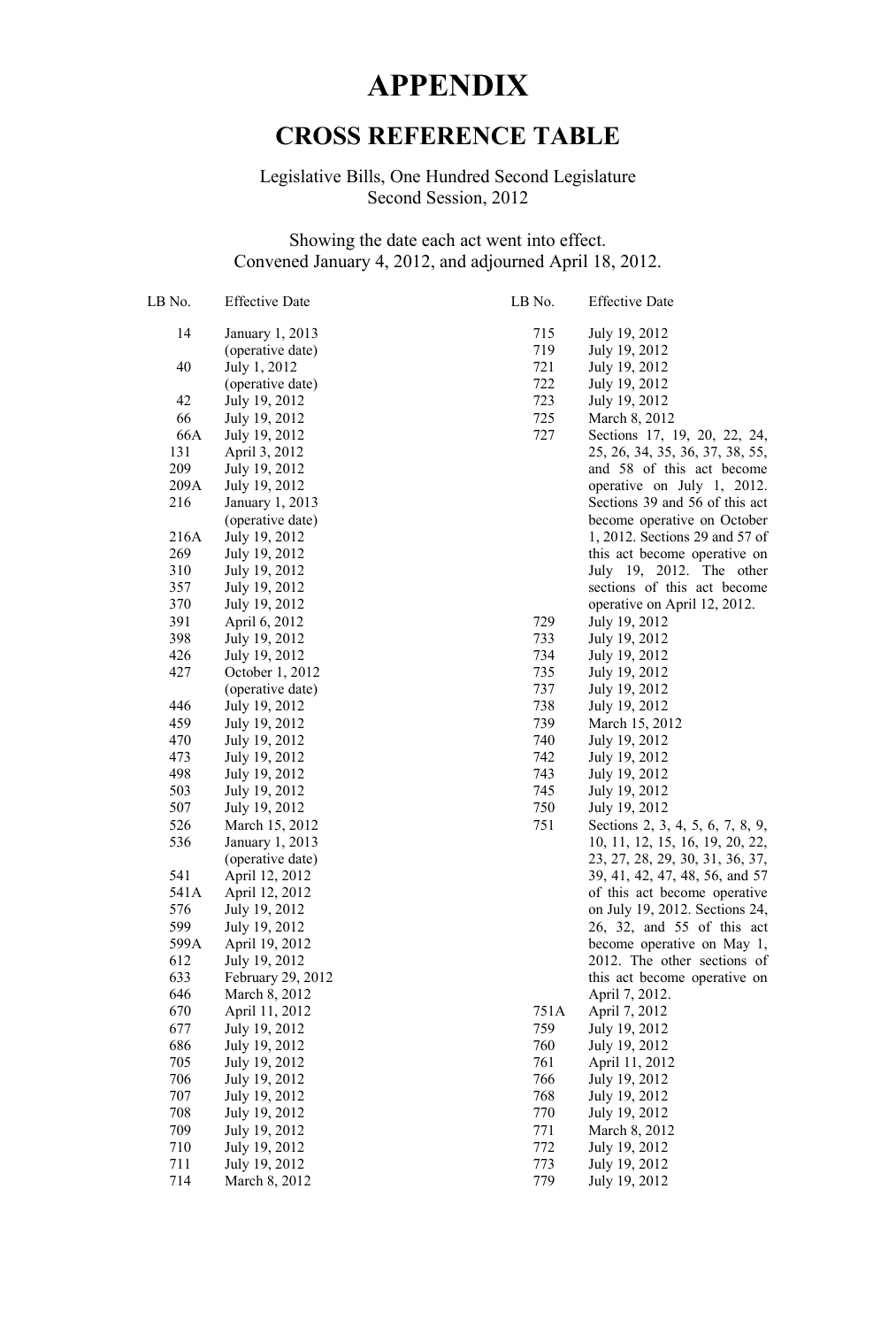# APPENDIX

## CROSS REFERENCE TABLE

Legislative Bills, One Hundred Second Legislature
Second Session, 2012

Showing the date each act went into effect.
Convened January 4, 2012, and adjourned April 18, 2012.

| LB No. | Effective Date |
|---|---|
| 14 | January 1, 2013 (operative date) |
| 40 | July 1, 2012 (operative date) |
| 42 | July 19, 2012 |
| 66 | July 19, 2012 |
| 66A | July 19, 2012 |
| 131 | April 3, 2012 |
| 209 | July 19, 2012 |
| 209A | July 19, 2012 |
| 216 | January 1, 2013 (operative date) |
| 216A | July 19, 2012 |
| 269 | July 19, 2012 |
| 310 | July 19, 2012 |
| 357 | July 19, 2012 |
| 370 | July 19, 2012 |
| 391 | April 6, 2012 |
| 398 | July 19, 2012 |
| 426 | July 19, 2012 |
| 427 | October 1, 2012 (operative date) |
| 446 | July 19, 2012 |
| 459 | July 19, 2012 |
| 470 | July 19, 2012 |
| 473 | July 19, 2012 |
| 498 | July 19, 2012 |
| 503 | July 19, 2012 |
| 507 | July 19, 2012 |
| 526 | March 15, 2012 |
| 536 | January 1, 2013 (operative date) |
| 541 | April 12, 2012 |
| 541A | April 12, 2012 |
| 576 | July 19, 2012 |
| 599 | July 19, 2012 |
| 599A | April 19, 2012 |
| 612 | July 19, 2012 |
| 633 | February 29, 2012 |
| 646 | March 8, 2012 |
| 670 | April 11, 2012 |
| 677 | July 19, 2012 |
| 686 | July 19, 2012 |
| 705 | July 19, 2012 |
| 706 | July 19, 2012 |
| 707 | July 19, 2012 |
| 708 | July 19, 2012 |
| 709 | July 19, 2012 |
| 710 | July 19, 2012 |
| 711 | July 19, 2012 |
| 714 | March 8, 2012 |
| 715 | July 19, 2012 |
| 719 | July 19, 2012 |
| 721 | July 19, 2012 |
| 722 | July 19, 2012 |
| 723 | July 19, 2012 |
| 725 | March 8, 2012 |
| 727 | Sections 17, 19, 20, 22, 24, 25, 26, 34, 35, 36, 37, 38, 55, and 58 of this act become operative on July 1, 2012. Sections 39 and 56 of this act become operative on October 1, 2012. Sections 29 and 57 of this act become operative on July 19, 2012. The other sections of this act become operative on April 12, 2012. |
| 729 | July 19, 2012 |
| 733 | July 19, 2012 |
| 734 | July 19, 2012 |
| 735 | July 19, 2012 |
| 737 | July 19, 2012 |
| 738 | July 19, 2012 |
| 739 | March 15, 2012 |
| 740 | July 19, 2012 |
| 742 | July 19, 2012 |
| 743 | July 19, 2012 |
| 745 | July 19, 2012 |
| 750 | July 19, 2012 |
| 751 | Sections 2, 3, 4, 5, 6, 7, 8, 9, 10, 11, 12, 15, 16, 19, 20, 22, 23, 27, 28, 29, 30, 31, 36, 37, 39, 41, 42, 47, 48, 56, and 57 of this act become operative on July 19, 2012. Sections 24, 26, 32, and 55 of this act become operative on May 1, 2012. The other sections of this act become operative on April 7, 2012. |
| 751A | April 7, 2012 |
| 759 | July 19, 2012 |
| 760 | July 19, 2012 |
| 761 | April 11, 2012 |
| 766 | July 19, 2012 |
| 768 | July 19, 2012 |
| 770 | July 19, 2012 |
| 771 | March 8, 2012 |
| 772 | July 19, 2012 |
| 773 | July 19, 2012 |
| 779 | July 19, 2012 |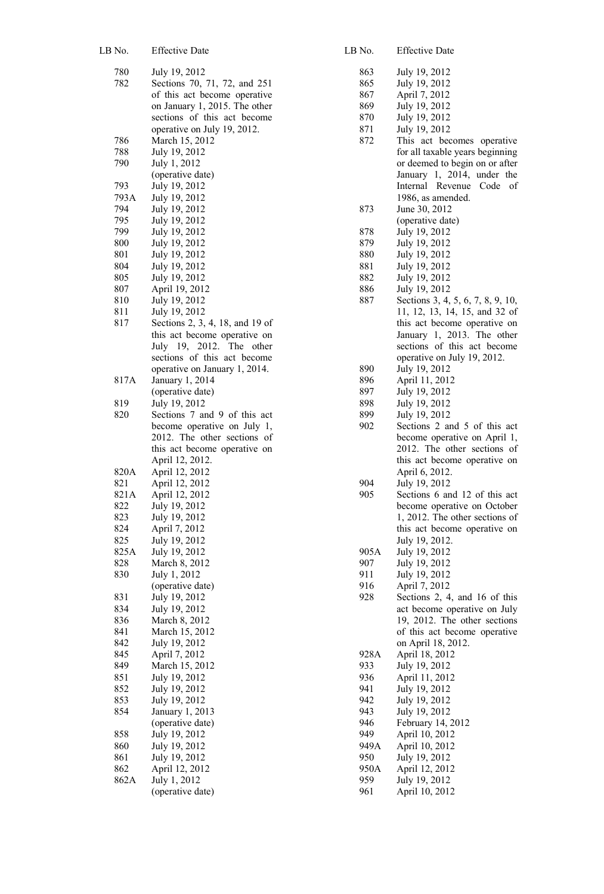| LB No. | Effective Date |
|---|---|
| 780 | July 19, 2012 |
| 782 | Sections 70, 71, 72, and 251 of this act become operative on January 1, 2015. The other sections of this act become operative on July 19, 2012. |
| 786 | March 15, 2012 |
| 788 | July 19, 2012 |
| 790 | July 1, 2012 (operative date) |
| 793 | July 19, 2012 |
| 793A | July 19, 2012 |
| 794 | July 19, 2012 |
| 795 | July 19, 2012 |
| 799 | July 19, 2012 |
| 800 | July 19, 2012 |
| 801 | July 19, 2012 |
| 804 | July 19, 2012 |
| 805 | July 19, 2012 |
| 807 | April 19, 2012 |
| 810 | July 19, 2012 |
| 811 | July 19, 2012 |
| 817 | Sections 2, 3, 4, 18, and 19 of this act become operative on July 19, 2012. The other sections of this act become operative on January 1, 2014. |
| 817A | January 1, 2014 (operative date) |
| 819 | July 19, 2012 |
| 820 | Sections 7 and 9 of this act become operative on July 1, 2012. The other sections of this act become operative on April 12, 2012. |
| 820A | April 12, 2012 |
| 821 | April 12, 2012 |
| 821A | April 12, 2012 |
| 822 | July 19, 2012 |
| 823 | July 19, 2012 |
| 824 | April 7, 2012 |
| 825 | July 19, 2012 |
| 825A | July 19, 2012 |
| 828 | March 8, 2012 |
| 830 | July 1, 2012 (operative date) |
| 831 | July 19, 2012 |
| 834 | July 19, 2012 |
| 836 | March 8, 2012 |
| 841 | March 15, 2012 |
| 842 | July 19, 2012 |
| 845 | April 7, 2012 |
| 849 | March 15, 2012 |
| 851 | July 19, 2012 |
| 852 | July 19, 2012 |
| 853 | July 19, 2012 |
| 854 | January 1, 2013 (operative date) |
| 858 | July 19, 2012 |
| 860 | July 19, 2012 |
| 861 | July 19, 2012 |
| 862 | April 12, 2012 |
| 862A | July 1, 2012 (operative date) |
| 863 | July 19, 2012 |
| 865 | July 19, 2012 |
| 867 | April 7, 2012 |
| 869 | July 19, 2012 |
| 870 | July 19, 2012 |
| 871 | July 19, 2012 |
| 872 | This act becomes operative for all taxable years beginning or deemed to begin on or after January 1, 2014, under the Internal Revenue Code of 1986, as amended. |
| 873 | June 30, 2012 (operative date) |
| 878 | July 19, 2012 |
| 879 | July 19, 2012 |
| 880 | July 19, 2012 |
| 881 | July 19, 2012 |
| 882 | July 19, 2012 |
| 886 | July 19, 2012 |
| 887 | Sections 3, 4, 5, 6, 7, 8, 9, 10, 11, 12, 13, 14, 15, and 32 of this act become operative on January 1, 2013. The other sections of this act become operative on July 19, 2012. |
| 890 | July 19, 2012 |
| 896 | April 11, 2012 |
| 897 | July 19, 2012 |
| 898 | July 19, 2012 |
| 899 | July 19, 2012 |
| 902 | Sections 2 and 5 of this act become operative on April 1, 2012. The other sections of this act become operative on April 6, 2012. |
| 904 | July 19, 2012 |
| 905 | Sections 6 and 12 of this act become operative on October 1, 2012. The other sections of this act become operative on July 19, 2012. |
| 905A | July 19, 2012 |
| 907 | July 19, 2012 |
| 911 | July 19, 2012 |
| 916 | April 7, 2012 |
| 928 | Sections 2, 4, and 16 of this act become operative on July 19, 2012. The other sections of this act become operative on April 18, 2012. |
| 928A | April 18, 2012 |
| 933 | July 19, 2012 |
| 936 | April 11, 2012 |
| 941 | July 19, 2012 |
| 942 | July 19, 2012 |
| 943 | July 19, 2012 |
| 946 | February 14, 2012 |
| 949 | April 10, 2012 |
| 949A | April 10, 2012 |
| 950 | July 19, 2012 |
| 950A | April 12, 2012 |
| 959 | July 19, 2012 |
| 961 | April 10, 2012 |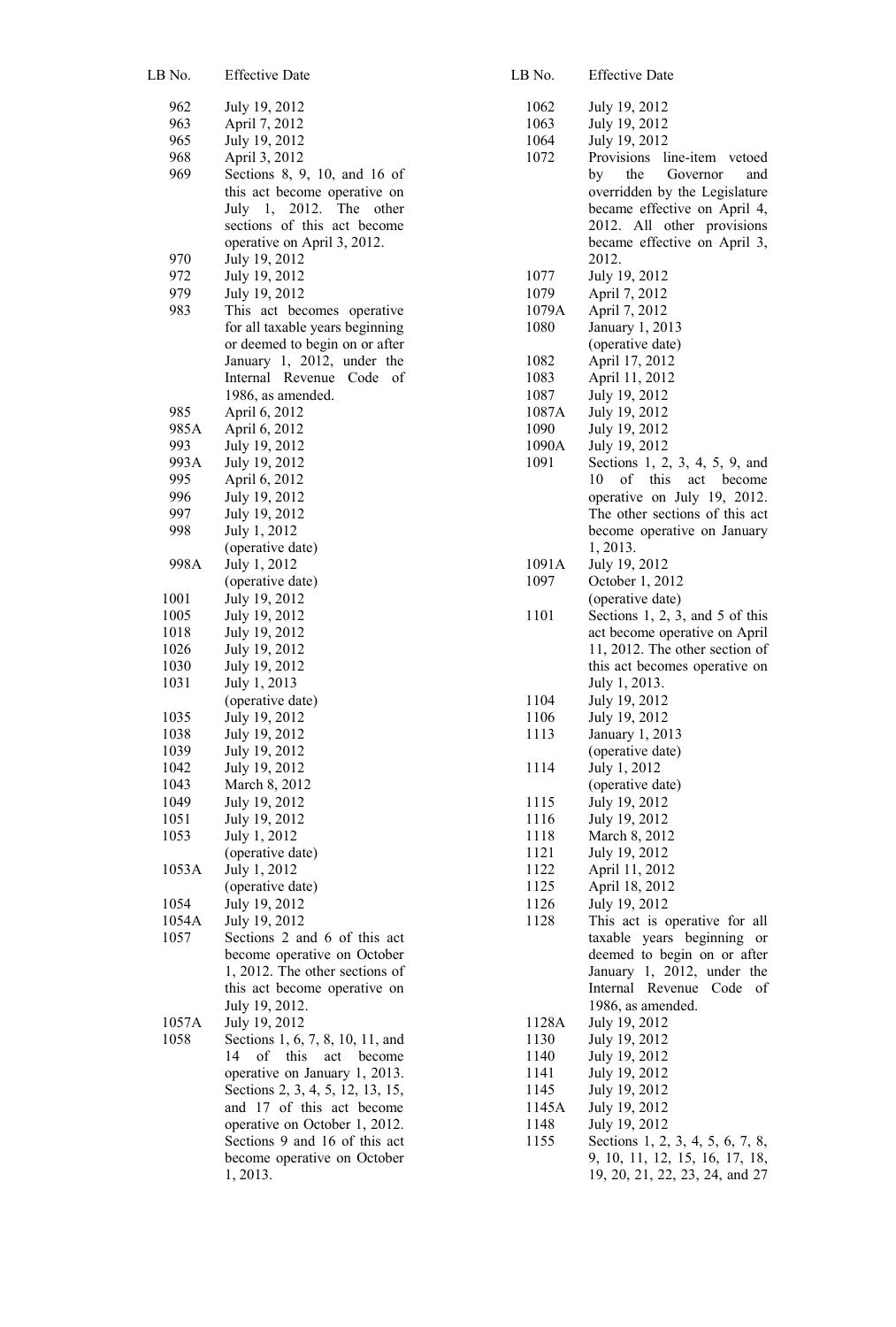| LB No. | Effective Date |
|---|---|
| 962 | July 19, 2012 |
| 963 | April 7, 2012 |
| 965 | July 19, 2012 |
| 968 | April 3, 2012 |
| 969 | Sections 8, 9, 10, and 16 of this act become operative on July 1, 2012. The other sections of this act become operative on April 3, 2012. |
| 970 | July 19, 2012 |
| 972 | July 19, 2012 |
| 979 | July 19, 2012 |
| 983 | This act becomes operative for all taxable years beginning or deemed to begin on or after January 1, 2012, under the Internal Revenue Code of 1986, as amended. |
| 985 | April 6, 2012 |
| 985A | April 6, 2012 |
| 993 | July 19, 2012 |
| 993A | July 19, 2012 |
| 995 | April 6, 2012 |
| 996 | July 19, 2012 |
| 997 | July 19, 2012 |
| 998 | July 1, 2012 (operative date) |
| 998A | July 1, 2012 (operative date) |
| 1001 | July 19, 2012 |
| 1005 | July 19, 2012 |
| 1018 | July 19, 2012 |
| 1026 | July 19, 2012 |
| 1030 | July 19, 2012 |
| 1031 | July 1, 2013 (operative date) |
| 1035 | July 19, 2012 |
| 1038 | July 19, 2012 |
| 1039 | July 19, 2012 |
| 1042 | July 19, 2012 |
| 1043 | March 8, 2012 |
| 1049 | July 19, 2012 |
| 1051 | July 19, 2012 |
| 1053 | July 1, 2012 (operative date) |
| 1053A | July 1, 2012 (operative date) |
| 1054 | July 19, 2012 |
| 1054A | July 19, 2012 |
| 1057 | Sections 2 and 6 of this act become operative on October 1, 2012. The other sections of this act become operative on July 19, 2012. |
| 1057A | July 19, 2012 |
| 1058 | Sections 1, 6, 7, 8, 10, 11, and 14 of this act become operative on January 1, 2013. Sections 2, 3, 4, 5, 12, 13, 15, and 17 of this act become operative on October 1, 2012. Sections 9 and 16 of this act become operative on October 1, 2013. |
| 1062 | July 19, 2012 |
| 1063 | July 19, 2012 |
| 1064 | July 19, 2012 |
| 1072 | Provisions line-item vetoed by the Governor and overridden by the Legislature became effective on April 4, 2012. All other provisions became effective on April 3, 2012. |
| 1077 | July 19, 2012 |
| 1079 | April 7, 2012 |
| 1079A | April 7, 2012 |
| 1080 | January 1, 2013 (operative date) |
| 1082 | April 17, 2012 |
| 1083 | April 11, 2012 |
| 1087 | July 19, 2012 |
| 1087A | July 19, 2012 |
| 1090 | July 19, 2012 |
| 1090A | July 19, 2012 |
| 1091 | Sections 1, 2, 3, 4, 5, 9, and 10 of this act become operative on July 19, 2012. The other sections of this act become operative on January 1, 2013. |
| 1091A | July 19, 2012 |
| 1097 | October 1, 2012 (operative date) |
| 1101 | Sections 1, 2, 3, and 5 of this act become operative on April 11, 2012. The other section of this act becomes operative on July 1, 2013. |
| 1104 | July 19, 2012 |
| 1106 | July 19, 2012 |
| 1113 | January 1, 2013 (operative date) |
| 1114 | July 1, 2012 (operative date) |
| 1115 | July 19, 2012 |
| 1116 | July 19, 2012 |
| 1118 | March 8, 2012 |
| 1121 | July 19, 2012 |
| 1122 | April 11, 2012 |
| 1125 | April 18, 2012 |
| 1126 | July 19, 2012 |
| 1128 | This act is operative for all taxable years beginning or deemed to begin on or after January 1, 2012, under the Internal Revenue Code of 1986, as amended. |
| 1128A | July 19, 2012 |
| 1130 | July 19, 2012 |
| 1140 | July 19, 2012 |
| 1141 | July 19, 2012 |
| 1145 | July 19, 2012 |
| 1145A | July 19, 2012 |
| 1148 | July 19, 2012 |
| 1155 | Sections 1, 2, 3, 4, 5, 6, 7, 8, 9, 10, 11, 12, 15, 16, 17, 18, 19, 20, 21, 22, 23, 24, and 27 |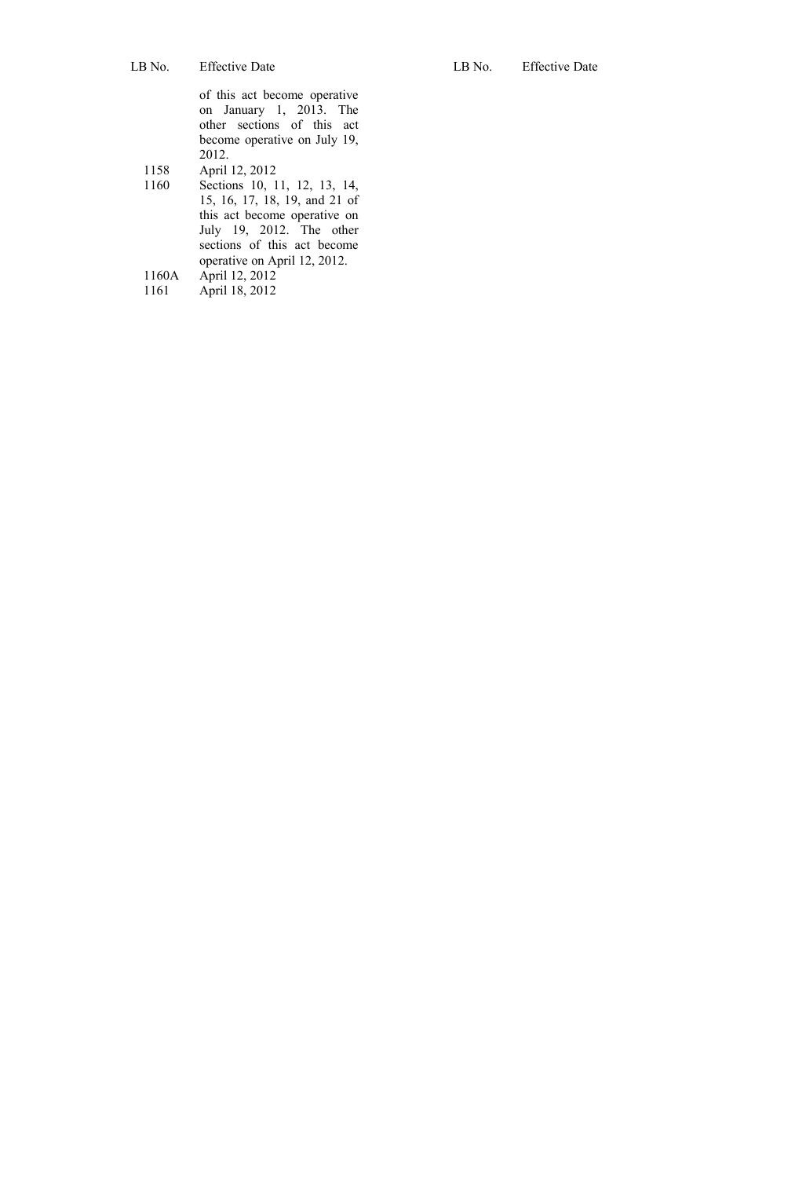| LB No. | Effective Date |
| --- | --- |
| | of this act become operative on January 1, 2013. The other sections of this act become operative on July 19, 2012. |
| 1158 | April 12, 2012 |
| 1160 | Sections 10, 11, 12, 13, 14, 15, 16, 17, 18, 19, and 21 of this act become operative on July 19, 2012. The other sections of this act become operative on April 12, 2012. |
| 1160A | April 12, 2012 |
| 1161 | April 18, 2012 |